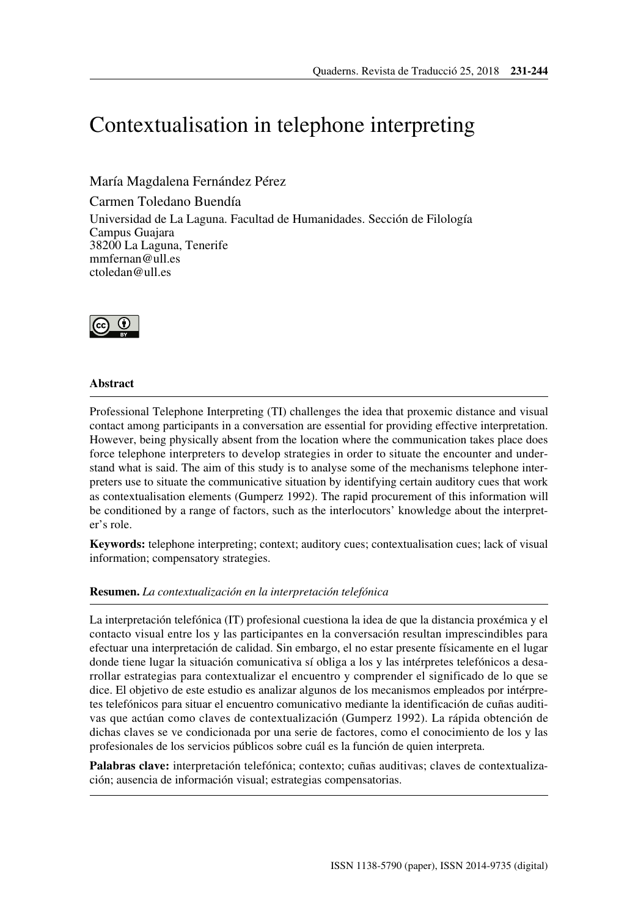# Contextualisation in telephone interpreting

María Magdalena Fernández Pérez

Carmen Toledano Buendía

Universidad de La Laguna. Facultad de Humanidades. Sección de Filología
Campus Guajara
38200 La Laguna, Tenerife
mmfernan@ull.es
ctoledan@ull.es

## Abstract

Professional Telephone Interpreting (TI) challenges the idea that proxemic distance and visual contact among participants in a conversation are essential for providing effective interpretation. However, being physically absent from the location where the communication takes place does force telephone interpreters to develop strategies in order to situate the encounter and understand what is said. The aim of this study is to analyse some of the mechanisms telephone interpreters use to situate the communicative situation by identifying certain auditory cues that work as contextualisation elements (Gumperz 1992). The rapid procurement of this information will be conditioned by a range of factors, such as the interlocutors' knowledge about the interpreter's role.

**Keywords:** telephone interpreting; context; auditory cues; contextualisation cues; lack of visual information; compensatory strategies.

**Resumen.** *La contextualización en la interpretación telefónica*

La interpretación telefónica (IT) profesional cuestiona la idea de que la distancia proxémica y el contacto visual entre los y las participantes en la conversación resultan imprescindibles para efectuar una interpretación de calidad. Sin embargo, el no estar presente físicamente en el lugar donde tiene lugar la situación comunicativa sí obliga a los y las intérpretes telefónicos a desarrollar estrategias para contextualizar el encuentro y comprender el significado de lo que se dice. El objetivo de este estudio es analizar algunos de los mecanismos empleados por intérpretes telefónicos para situar el encuentro comunicativo mediante la identificación de cuñas auditivas que actúan como claves de contextualización (Gumperz 1992). La rápida obtención de dichas claves se ve condicionada por una serie de factores, como el conocimiento de los y las profesionales de los servicios públicos sobre cuál es la función de quien interpreta.

**Palabras clave:** interpretación telefónica; contexto; cuñas auditivas; claves de contextualización; ausencia de información visual; estrategias compensatorias.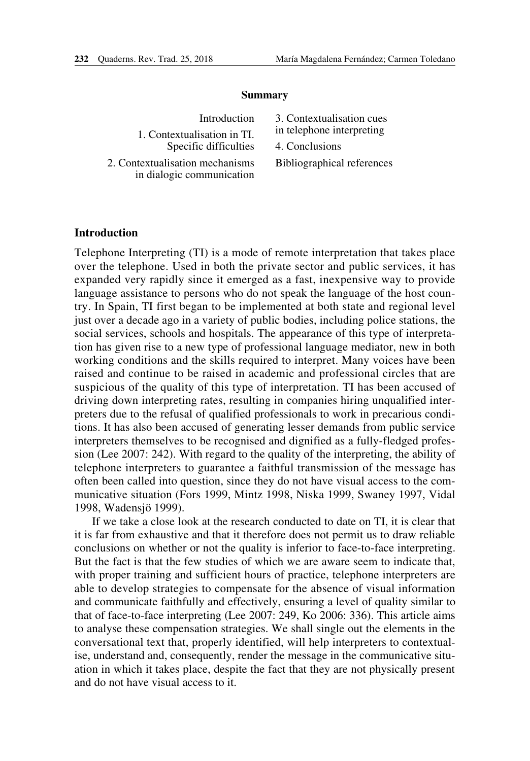**Summary**

Introduction

1. Contextualisation in TI. Specific difficulties

2. Contextualisation mechanisms in dialogic communication

3. Contextualisation cues in telephone interpreting

4. Conclusions

Bibliographical references

## Introduction

Telephone Interpreting (TI) is a mode of remote interpretation that takes place over the telephone. Used in both the private sector and public services, it has expanded very rapidly since it emerged as a fast, inexpensive way to provide language assistance to persons who do not speak the language of the host country. In Spain, TI first began to be implemented at both state and regional level just over a decade ago in a variety of public bodies, including police stations, the social services, schools and hospitals. The appearance of this type of interpretation has given rise to a new type of professional language mediator, new in both working conditions and the skills required to interpret. Many voices have been raised and continue to be raised in academic and professional circles that are suspicious of the quality of this type of interpretation. TI has been accused of driving down interpreting rates, resulting in companies hiring unqualified interpreters due to the refusal of qualified professionals to work in precarious conditions. It has also been accused of generating lesser demands from public service interpreters themselves to be recognised and dignified as a fully-fledged profession (Lee 2007: 242). With regard to the quality of the interpreting, the ability of telephone interpreters to guarantee a faithful transmission of the message has often been called into question, since they do not have visual access to the communicative situation (Fors 1999, Mintz 1998, Niska 1999, Swaney 1997, Vidal 1998, Wadensjö 1999).

If we take a close look at the research conducted to date on TI, it is clear that it is far from exhaustive and that it therefore does not permit us to draw reliable conclusions on whether or not the quality is inferior to face-to-face interpreting. But the fact is that the few studies of which we are aware seem to indicate that, with proper training and sufficient hours of practice, telephone interpreters are able to develop strategies to compensate for the absence of visual information and communicate faithfully and effectively, ensuring a level of quality similar to that of face-to-face interpreting (Lee 2007: 249, Ko 2006: 336). This article aims to analyse these compensation strategies. We shall single out the elements in the conversational text that, properly identified, will help interpreters to contextualise, understand and, consequently, render the message in the communicative situation in which it takes place, despite the fact that they are not physically present and do not have visual access to it.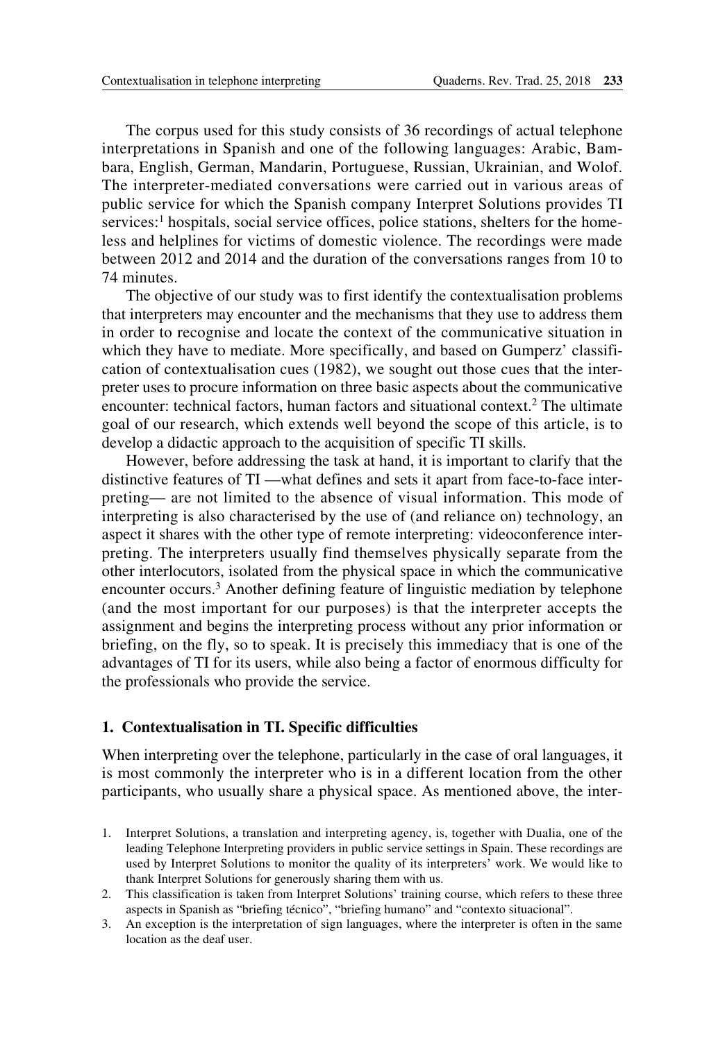The corpus used for this study consists of 36 recordings of actual telephone interpretations in Spanish and one of the following languages: Arabic, Bambara, English, German, Mandarin, Portuguese, Russian, Ukrainian, and Wolof. The interpreter-mediated conversations were carried out in various areas of public service for which the Spanish company Interpret Solutions provides TI services:[1] hospitals, social service offices, police stations, shelters for the homeless and helplines for victims of domestic violence. The recordings were made between 2012 and 2014 and the duration of the conversations ranges from 10 to 74 minutes.

The objective of our study was to first identify the contextualisation problems that interpreters may encounter and the mechanisms that they use to address them in order to recognise and locate the context of the communicative situation in which they have to mediate. More specifically, and based on Gumperz' classification of contextualisation cues (1982), we sought out those cues that the interpreter uses to procure information on three basic aspects about the communicative encounter: technical factors, human factors and situational context.[2] The ultimate goal of our research, which extends well beyond the scope of this article, is to develop a didactic approach to the acquisition of specific TI skills.

However, before addressing the task at hand, it is important to clarify that the distinctive features of TI —what defines and sets it apart from face-to-face interpreting— are not limited to the absence of visual information. This mode of interpreting is also characterised by the use of (and reliance on) technology, an aspect it shares with the other type of remote interpreting: videoconference interpreting. The interpreters usually find themselves physically separate from the other interlocutors, isolated from the physical space in which the communicative encounter occurs.[3] Another defining feature of linguistic mediation by telephone (and the most important for our purposes) is that the interpreter accepts the assignment and begins the interpreting process without any prior information or briefing, on the fly, so to speak. It is precisely this immediacy that is one of the advantages of TI for its users, while also being a factor of enormous difficulty for the professionals who provide the service.

## 1. Contextualisation in TI. Specific difficulties

When interpreting over the telephone, particularly in the case of oral languages, it is most commonly the interpreter who is in a different location from the other participants, who usually share a physical space. As mentioned above, the inter-

1. Interpret Solutions, a translation and interpreting agency, is, together with Dualia, one of the leading Telephone Interpreting providers in public service settings in Spain. These recordings are used by Interpret Solutions to monitor the quality of its interpreters' work. We would like to thank Interpret Solutions for generously sharing them with us.
2. This classification is taken from Interpret Solutions' training course, which refers to these three aspects in Spanish as "briefing técnico", "briefing humano" and "contexto situacional".
3. An exception is the interpretation of sign languages, where the interpreter is often in the same location as the deaf user.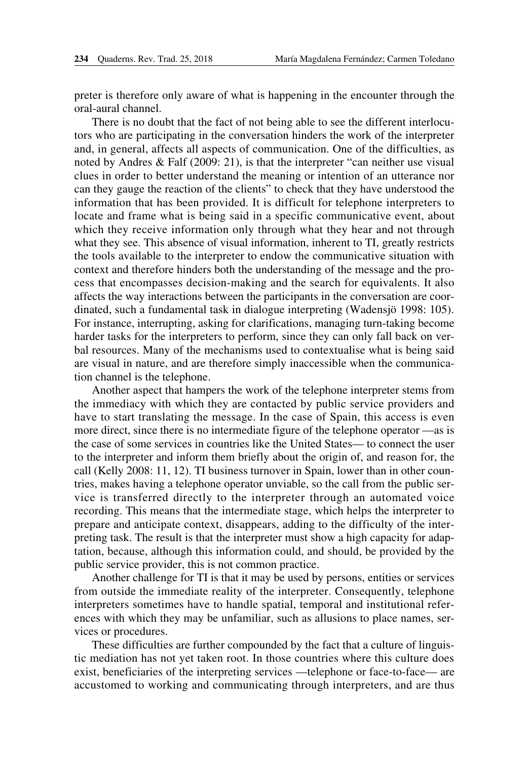preter is therefore only aware of what is happening in the encounter through the oral-aural channel.

There is no doubt that the fact of not being able to see the different interlocutors who are participating in the conversation hinders the work of the interpreter and, in general, affects all aspects of communication. One of the difficulties, as noted by Andres & Falf (2009: 21), is that the interpreter "can neither use visual clues in order to better understand the meaning or intention of an utterance nor can they gauge the reaction of the clients" to check that they have understood the information that has been provided. It is difficult for telephone interpreters to locate and frame what is being said in a specific communicative event, about which they receive information only through what they hear and not through what they see. This absence of visual information, inherent to TI, greatly restricts the tools available to the interpreter to endow the communicative situation with context and therefore hinders both the understanding of the message and the process that encompasses decision-making and the search for equivalents. It also affects the way interactions between the participants in the conversation are coordinated, such a fundamental task in dialogue interpreting (Wadensjö 1998: 105). For instance, interrupting, asking for clarifications, managing turn-taking become harder tasks for the interpreters to perform, since they can only fall back on verbal resources. Many of the mechanisms used to contextualise what is being said are visual in nature, and are therefore simply inaccessible when the communication channel is the telephone.

Another aspect that hampers the work of the telephone interpreter stems from the immediacy with which they are contacted by public service providers and have to start translating the message. In the case of Spain, this access is even more direct, since there is no intermediate figure of the telephone operator —as is the case of some services in countries like the United States— to connect the user to the interpreter and inform them briefly about the origin of, and reason for, the call (Kelly 2008: 11, 12). TI business turnover in Spain, lower than in other countries, makes having a telephone operator unviable, so the call from the public service is transferred directly to the interpreter through an automated voice recording. This means that the intermediate stage, which helps the interpreter to prepare and anticipate context, disappears, adding to the difficulty of the interpreting task. The result is that the interpreter must show a high capacity for adaptation, because, although this information could, and should, be provided by the public service provider, this is not common practice.

Another challenge for TI is that it may be used by persons, entities or services from outside the immediate reality of the interpreter. Consequently, telephone interpreters sometimes have to handle spatial, temporal and institutional references with which they may be unfamiliar, such as allusions to place names, services or procedures.

These difficulties are further compounded by the fact that a culture of linguistic mediation has not yet taken root. In those countries where this culture does exist, beneficiaries of the interpreting services —telephone or face-to-face— are accustomed to working and communicating through interpreters, and are thus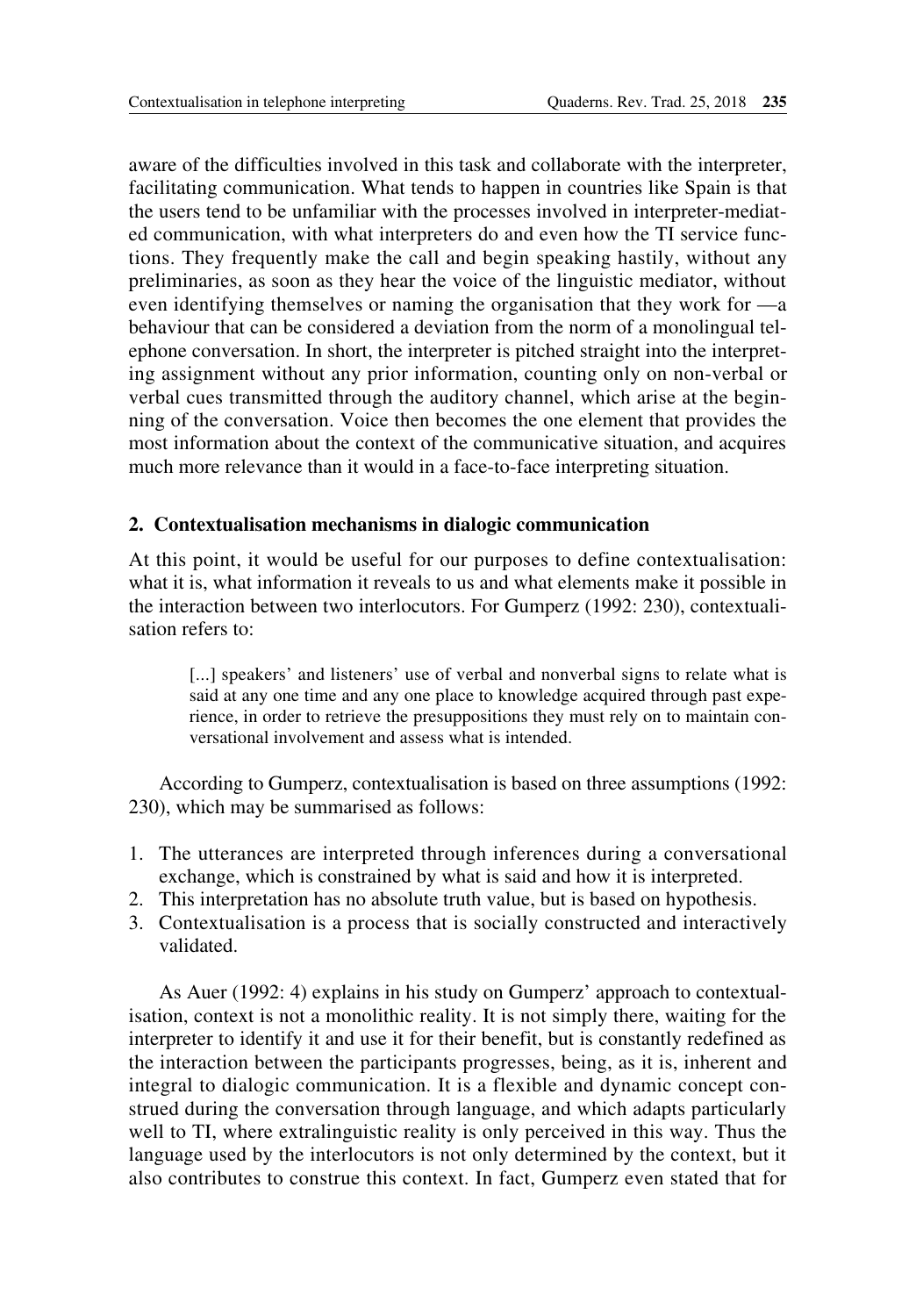aware of the difficulties involved in this task and collaborate with the interpreter, facilitating communication. What tends to happen in countries like Spain is that the users tend to be unfamiliar with the processes involved in interpreter-mediated communication, with what interpreters do and even how the TI service functions. They frequently make the call and begin speaking hastily, without any preliminaries, as soon as they hear the voice of the linguistic mediator, without even identifying themselves or naming the organisation that they work for —a behaviour that can be considered a deviation from the norm of a monolingual telephone conversation. In short, the interpreter is pitched straight into the interpreting assignment without any prior information, counting only on non-verbal or verbal cues transmitted through the auditory channel, which arise at the beginning of the conversation. Voice then becomes the one element that provides the most information about the context of the communicative situation, and acquires much more relevance than it would in a face-to-face interpreting situation.

## 2. Contextualisation mechanisms in dialogic communication

At this point, it would be useful for our purposes to define contextualisation: what it is, what information it reveals to us and what elements make it possible in the interaction between two interlocutors. For Gumperz (1992: 230), contextualisation refers to:

> [...] speakers' and listeners' use of verbal and nonverbal signs to relate what is said at any one time and any one place to knowledge acquired through past experience, in order to retrieve the presuppositions they must rely on to maintain conversational involvement and assess what is intended.

According to Gumperz, contextualisation is based on three assumptions (1992: 230), which may be summarised as follows:

1. The utterances are interpreted through inferences during a conversational exchange, which is constrained by what is said and how it is interpreted.
2. This interpretation has no absolute truth value, but is based on hypothesis.
3. Contextualisation is a process that is socially constructed and interactively validated.

As Auer (1992: 4) explains in his study on Gumperz' approach to contextualisation, context is not a monolithic reality. It is not simply there, waiting for the interpreter to identify it and use it for their benefit, but is constantly redefined as the interaction between the participants progresses, being, as it is, inherent and integral to dialogic communication. It is a flexible and dynamic concept construed during the conversation through language, and which adapts particularly well to TI, where extralinguistic reality is only perceived in this way. Thus the language used by the interlocutors is not only determined by the context, but it also contributes to construe this context. In fact, Gumperz even stated that for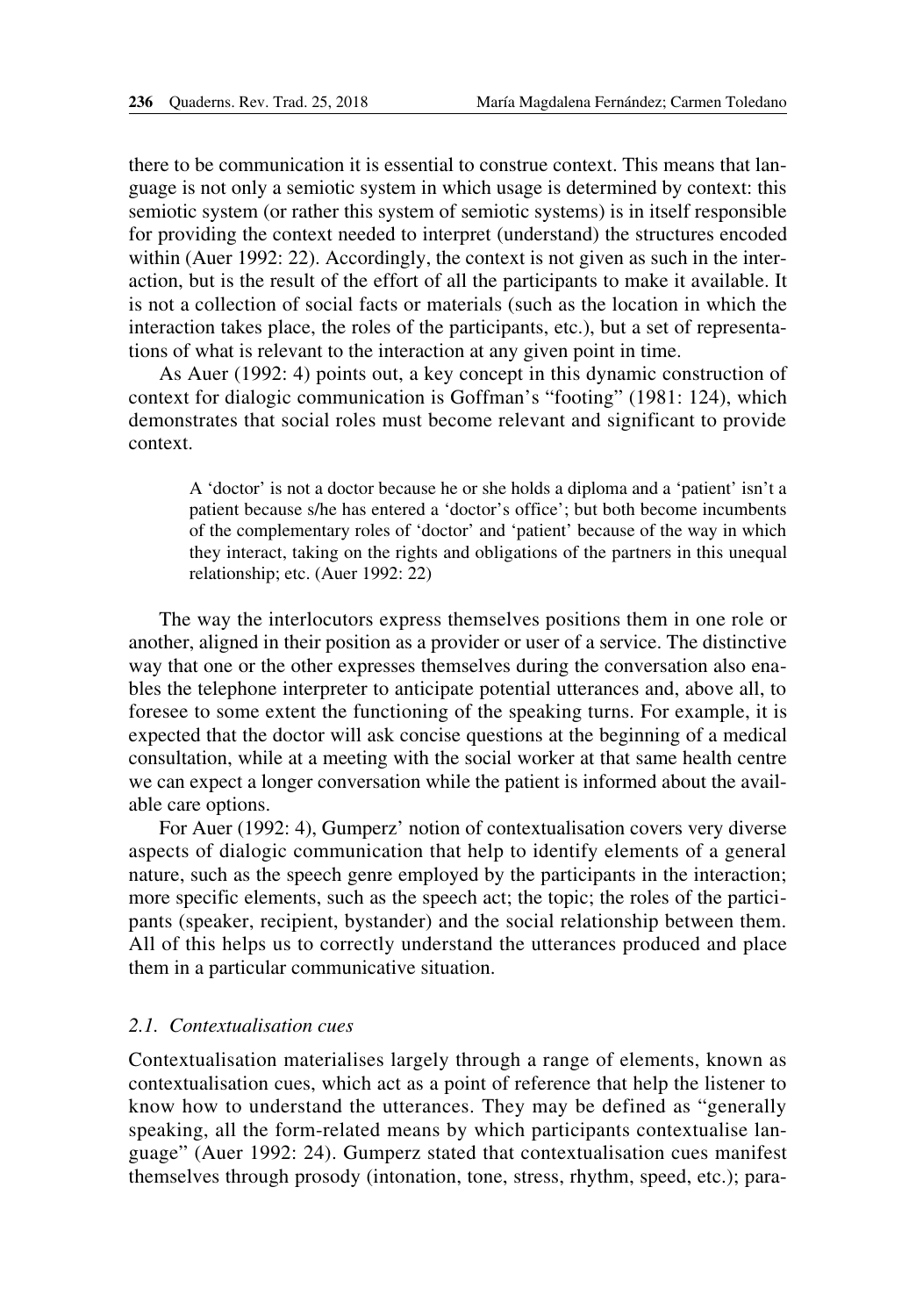there to be communication it is essential to construe context. This means that language is not only a semiotic system in which usage is determined by context: this semiotic system (or rather this system of semiotic systems) is in itself responsible for providing the context needed to interpret (understand) the structures encoded within (Auer 1992: 22). Accordingly, the context is not given as such in the interaction, but is the result of the effort of all the participants to make it available. It is not a collection of social facts or materials (such as the location in which the interaction takes place, the roles of the participants, etc.), but a set of representations of what is relevant to the interaction at any given point in time.

As Auer (1992: 4) points out, a key concept in this dynamic construction of context for dialogic communication is Goffman's "footing" (1981: 124), which demonstrates that social roles must become relevant and significant to provide context.

> A 'doctor' is not a doctor because he or she holds a diploma and a 'patient' isn't a patient because s/he has entered a 'doctor's office'; but both become incumbents of the complementary roles of 'doctor' and 'patient' because of the way in which they interact, taking on the rights and obligations of the partners in this unequal relationship; etc. (Auer 1992: 22)

The way the interlocutors express themselves positions them in one role or another, aligned in their position as a provider or user of a service. The distinctive way that one or the other expresses themselves during the conversation also enables the telephone interpreter to anticipate potential utterances and, above all, to foresee to some extent the functioning of the speaking turns. For example, it is expected that the doctor will ask concise questions at the beginning of a medical consultation, while at a meeting with the social worker at that same health centre we can expect a longer conversation while the patient is informed about the available care options.

For Auer (1992: 4), Gumperz' notion of contextualisation covers very diverse aspects of dialogic communication that help to identify elements of a general nature, such as the speech genre employed by the participants in the interaction; more specific elements, such as the speech act; the topic; the roles of the participants (speaker, recipient, bystander) and the social relationship between them. All of this helps us to correctly understand the utterances produced and place them in a particular communicative situation.

### *2.1. Contextualisation cues*

Contextualisation materialises largely through a range of elements, known as contextualisation cues, which act as a point of reference that help the listener to know how to understand the utterances. They may be defined as "generally speaking, all the form-related means by which participants contextualise language" (Auer 1992: 24). Gumperz stated that contextualisation cues manifest themselves through prosody (intonation, tone, stress, rhythm, speed, etc.); para-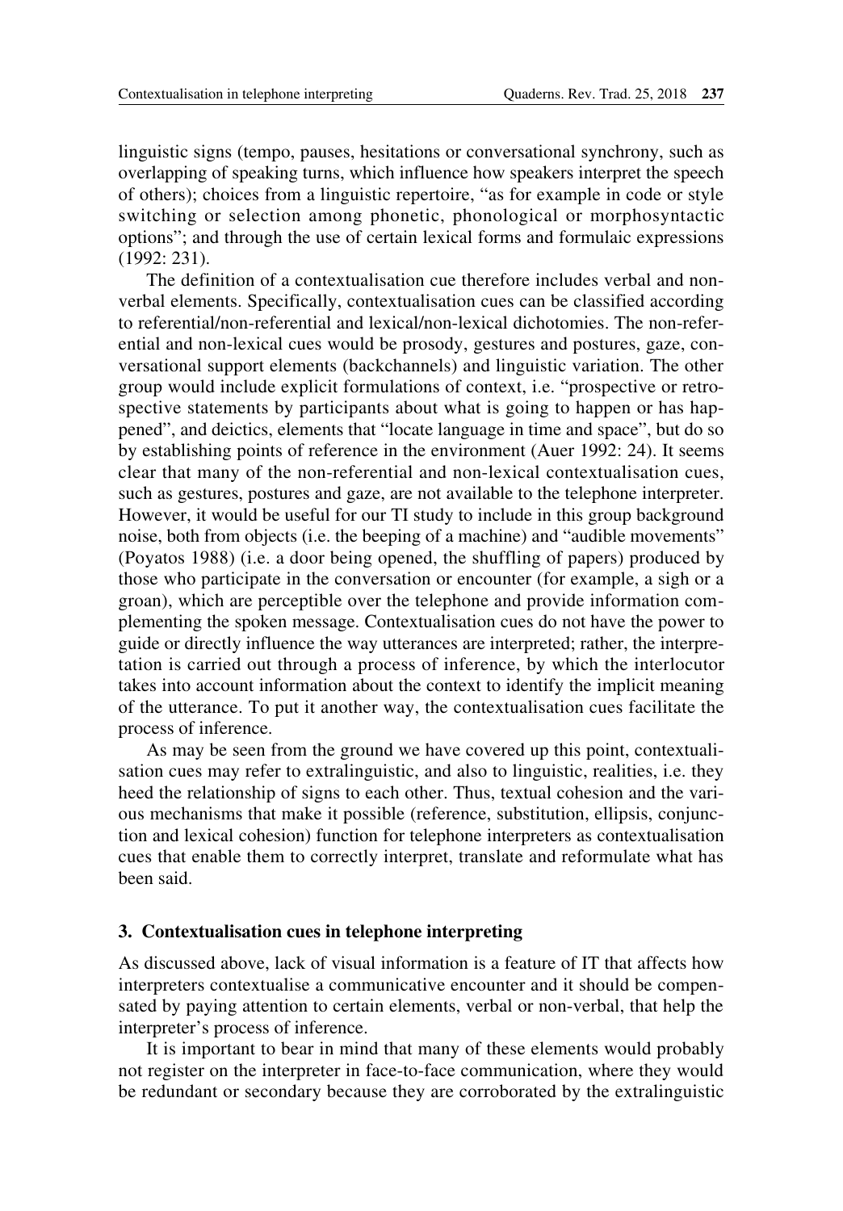linguistic signs (tempo, pauses, hesitations or conversational synchrony, such as overlapping of speaking turns, which influence how speakers interpret the speech of others); choices from a linguistic repertoire, "as for example in code or style switching or selection among phonetic, phonological or morphosyntactic options"; and through the use of certain lexical forms and formulaic expressions (1992: 231).

The definition of a contextualisation cue therefore includes verbal and non-verbal elements. Specifically, contextualisation cues can be classified according to referential/non-referential and lexical/non-lexical dichotomies. The non-referential and non-lexical cues would be prosody, gestures and postures, gaze, conversational support elements (backchannels) and linguistic variation. The other group would include explicit formulations of context, i.e. "prospective or retrospective statements by participants about what is going to happen or has happened", and deictics, elements that "locate language in time and space", but do so by establishing points of reference in the environment (Auer 1992: 24). It seems clear that many of the non-referential and non-lexical contextualisation cues, such as gestures, postures and gaze, are not available to the telephone interpreter. However, it would be useful for our TI study to include in this group background noise, both from objects (i.e. the beeping of a machine) and "audible movements" (Poyatos 1988) (i.e. a door being opened, the shuffling of papers) produced by those who participate in the conversation or encounter (for example, a sigh or a groan), which are perceptible over the telephone and provide information complementing the spoken message. Contextualisation cues do not have the power to guide or directly influence the way utterances are interpreted; rather, the interpretation is carried out through a process of inference, by which the interlocutor takes into account information about the context to identify the implicit meaning of the utterance. To put it another way, the contextualisation cues facilitate the process of inference.

As may be seen from the ground we have covered up this point, contextualisation cues may refer to extralinguistic, and also to linguistic, realities, i.e. they heed the relationship of signs to each other. Thus, textual cohesion and the various mechanisms that make it possible (reference, substitution, ellipsis, conjunction and lexical cohesion) function for telephone interpreters as contextualisation cues that enable them to correctly interpret, translate and reformulate what has been said.

## 3. Contextualisation cues in telephone interpreting

As discussed above, lack of visual information is a feature of IT that affects how interpreters contextualise a communicative encounter and it should be compensated by paying attention to certain elements, verbal or non-verbal, that help the interpreter's process of inference.

It is important to bear in mind that many of these elements would probably not register on the interpreter in face-to-face communication, where they would be redundant or secondary because they are corroborated by the extralinguistic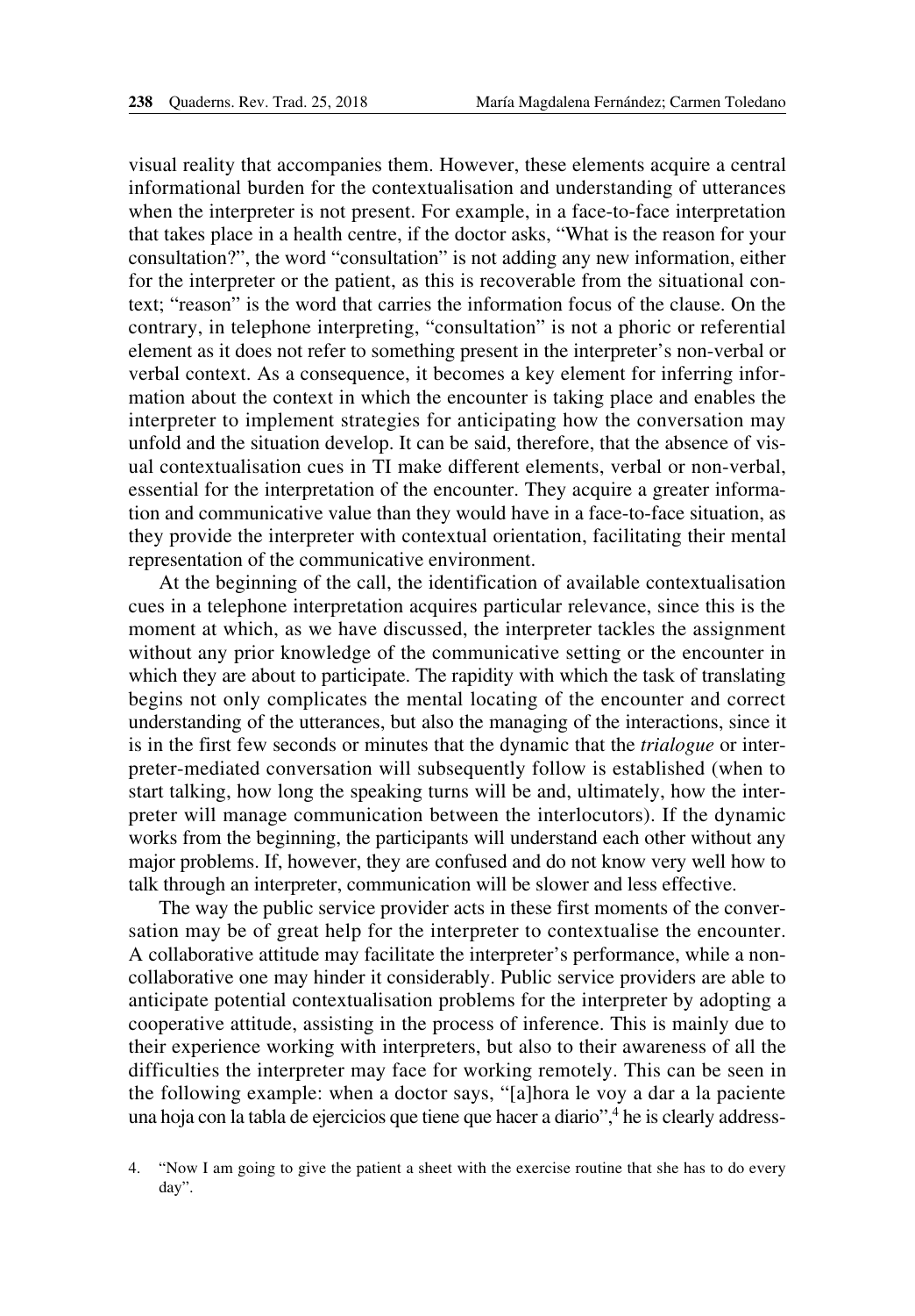visual reality that accompanies them. However, these elements acquire a central informational burden for the contextualisation and understanding of utterances when the interpreter is not present. For example, in a face-to-face interpretation that takes place in a health centre, if the doctor asks, "What is the reason for your consultation?", the word "consultation" is not adding any new information, either for the interpreter or the patient, as this is recoverable from the situational context; "reason" is the word that carries the information focus of the clause. On the contrary, in telephone interpreting, "consultation" is not a phoric or referential element as it does not refer to something present in the interpreter's non-verbal or verbal context. As a consequence, it becomes a key element for inferring information about the context in which the encounter is taking place and enables the interpreter to implement strategies for anticipating how the conversation may unfold and the situation develop. It can be said, therefore, that the absence of visual contextualisation cues in TI make different elements, verbal or non-verbal, essential for the interpretation of the encounter. They acquire a greater information and communicative value than they would have in a face-to-face situation, as they provide the interpreter with contextual orientation, facilitating their mental representation of the communicative environment.

At the beginning of the call, the identification of available contextualisation cues in a telephone interpretation acquires particular relevance, since this is the moment at which, as we have discussed, the interpreter tackles the assignment without any prior knowledge of the communicative setting or the encounter in which they are about to participate. The rapidity with which the task of translating begins not only complicates the mental locating of the encounter and correct understanding of the utterances, but also the managing of the interactions, since it is in the first few seconds or minutes that the dynamic that the *trialogue* or interpreter-mediated conversation will subsequently follow is established (when to start talking, how long the speaking turns will be and, ultimately, how the interpreter will manage communication between the interlocutors). If the dynamic works from the beginning, the participants will understand each other without any major problems. If, however, they are confused and do not know very well how to talk through an interpreter, communication will be slower and less effective.

The way the public service provider acts in these first moments of the conversation may be of great help for the interpreter to contextualise the encounter. A collaborative attitude may facilitate the interpreter's performance, while a non-collaborative one may hinder it considerably. Public service providers are able to anticipate potential contextualisation problems for the interpreter by adopting a cooperative attitude, assisting in the process of inference. This is mainly due to their experience working with interpreters, but also to their awareness of all the difficulties the interpreter may face for working remotely. This can be seen in the following example: when a doctor says, "[a]hora le voy a dar a la paciente una hoja con la tabla de ejercicios que tiene que hacer a diario",[4] he is clearly address-

4. "Now I am going to give the patient a sheet with the exercise routine that she has to do every day".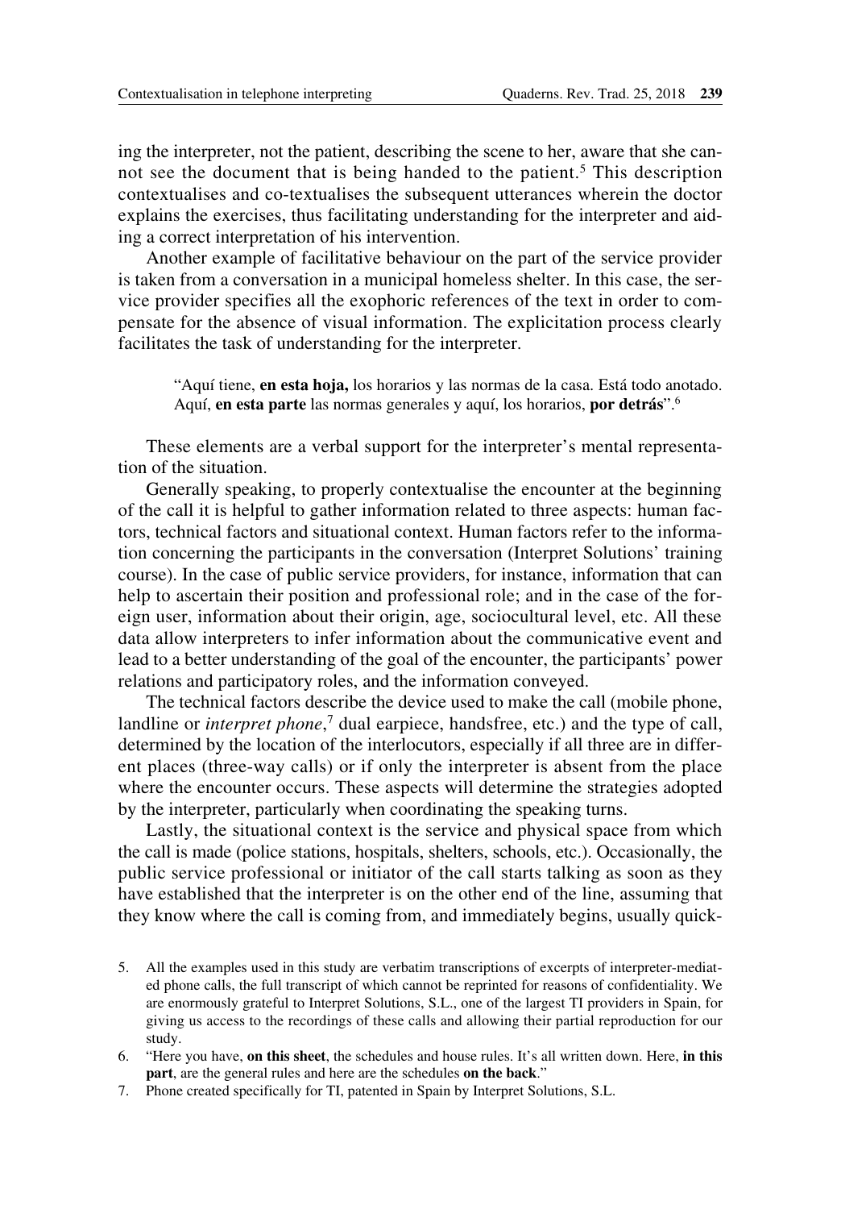ing the interpreter, not the patient, describing the scene to her, aware that she cannot see the document that is being handed to the patient.[5] This description contextualises and co-textualises the subsequent utterances wherein the doctor explains the exercises, thus facilitating understanding for the interpreter and aiding a correct interpretation of his intervention.

Another example of facilitative behaviour on the part of the service provider is taken from a conversation in a municipal homeless shelter. In this case, the service provider specifies all the exophoric references of the text in order to compensate for the absence of visual information. The explicitation process clearly facilitates the task of understanding for the interpreter.

> "Aquí tiene, **en esta hoja,** los horarios y las normas de la casa. Está todo anotado. Aquí, **en esta parte** las normas generales y aquí, los horarios, **por detrás**".[6]

These elements are a verbal support for the interpreter's mental representation of the situation.

Generally speaking, to properly contextualise the encounter at the beginning of the call it is helpful to gather information related to three aspects: human factors, technical factors and situational context. Human factors refer to the information concerning the participants in the conversation (Interpret Solutions' training course). In the case of public service providers, for instance, information that can help to ascertain their position and professional role; and in the case of the foreign user, information about their origin, age, sociocultural level, etc. All these data allow interpreters to infer information about the communicative event and lead to a better understanding of the goal of the encounter, the participants' power relations and participatory roles, and the information conveyed.

The technical factors describe the device used to make the call (mobile phone, landline or *interpret phone*,[7] dual earpiece, handsfree, etc.) and the type of call, determined by the location of the interlocutors, especially if all three are in different places (three-way calls) or if only the interpreter is absent from the place where the encounter occurs. These aspects will determine the strategies adopted by the interpreter, particularly when coordinating the speaking turns.

Lastly, the situational context is the service and physical space from which the call is made (police stations, hospitals, shelters, schools, etc.). Occasionally, the public service professional or initiator of the call starts talking as soon as they have established that the interpreter is on the other end of the line, assuming that they know where the call is coming from, and immediately begins, usually quick-

5. All the examples used in this study are verbatim transcriptions of excerpts of interpreter-mediated phone calls, the full transcript of which cannot be reprinted for reasons of confidentiality. We are enormously grateful to Interpret Solutions, S.L., one of the largest TI providers in Spain, for giving us access to the recordings of these calls and allowing their partial reproduction for our study.
6. "Here you have, **on this sheet**, the schedules and house rules. It's all written down. Here, **in this part**, are the general rules and here are the schedules **on the back**."
7. Phone created specifically for TI, patented in Spain by Interpret Solutions, S.L.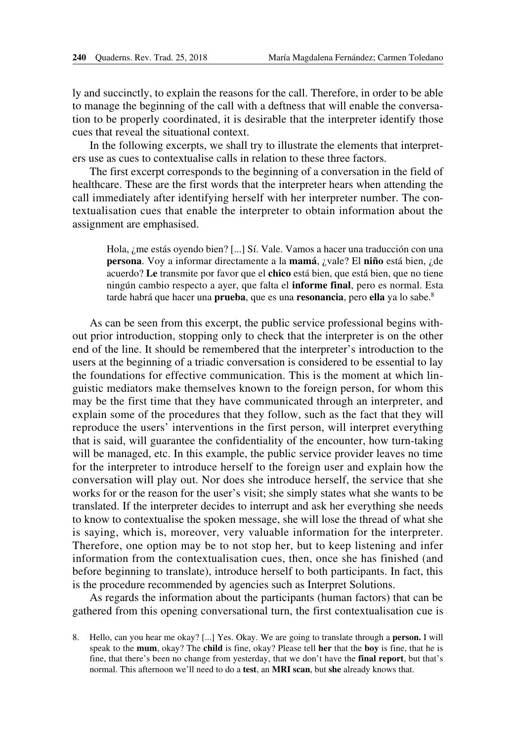ly and succinctly, to explain the reasons for the call. Therefore, in order to be able to manage the beginning of the call with a deftness that will enable the conversation to be properly coordinated, it is desirable that the interpreter identify those cues that reveal the situational context.

In the following excerpts, we shall try to illustrate the elements that interpreters use as cues to contextualise calls in relation to these three factors.

The first excerpt corresponds to the beginning of a conversation in the field of healthcare. These are the first words that the interpreter hears when attending the call immediately after identifying herself with her interpreter number. The contextualisation cues that enable the interpreter to obtain information about the assignment are emphasised.

> Hola, ¿me estás oyendo bien? [...] Sí. Vale. Vamos a hacer una traducción con una **persona**. Voy a informar directamente a la **mamá**, ¿vale? El **niño** está bien, ¿de acuerdo? **Le** transmite por favor que el **chico** está bien, que está bien, que no tiene ningún cambio respecto a ayer, que falta el **informe final**, pero es normal. Esta tarde habrá que hacer una **prueba**, que es una **resonancia**, pero **ella** ya lo sabe.[8]

As can be seen from this excerpt, the public service professional begins without prior introduction, stopping only to check that the interpreter is on the other end of the line. It should be remembered that the interpreter's introduction to the users at the beginning of a triadic conversation is considered to be essential to lay the foundations for effective communication. This is the moment at which linguistic mediators make themselves known to the foreign person, for whom this may be the first time that they have communicated through an interpreter, and explain some of the procedures that they follow, such as the fact that they will reproduce the users' interventions in the first person, will interpret everything that is said, will guarantee the confidentiality of the encounter, how turn-taking will be managed, etc. In this example, the public service provider leaves no time for the interpreter to introduce herself to the foreign user and explain how the conversation will play out. Nor does she introduce herself, the service that she works for or the reason for the user's visit; she simply states what she wants to be translated. If the interpreter decides to interrupt and ask her everything she needs to know to contextualise the spoken message, she will lose the thread of what she is saying, which is, moreover, very valuable information for the interpreter. Therefore, one option may be to not stop her, but to keep listening and infer information from the contextualisation cues, then, once she has finished (and before beginning to translate), introduce herself to both participants. In fact, this is the procedure recommended by agencies such as Interpret Solutions.

As regards the information about the participants (human factors) that can be gathered from this opening conversational turn, the first contextualisation cue is

8. Hello, can you hear me okay? [...] Yes. Okay. We are going to translate through a **person.** I will speak to the **mum**, okay? The **child** is fine, okay? Please tell **her** that the **boy** is fine, that he is fine, that there's been no change from yesterday, that we don't have the **final report**, but that's normal. This afternoon we'll need to do a **test**, an **MRI scan**, but **she** already knows that.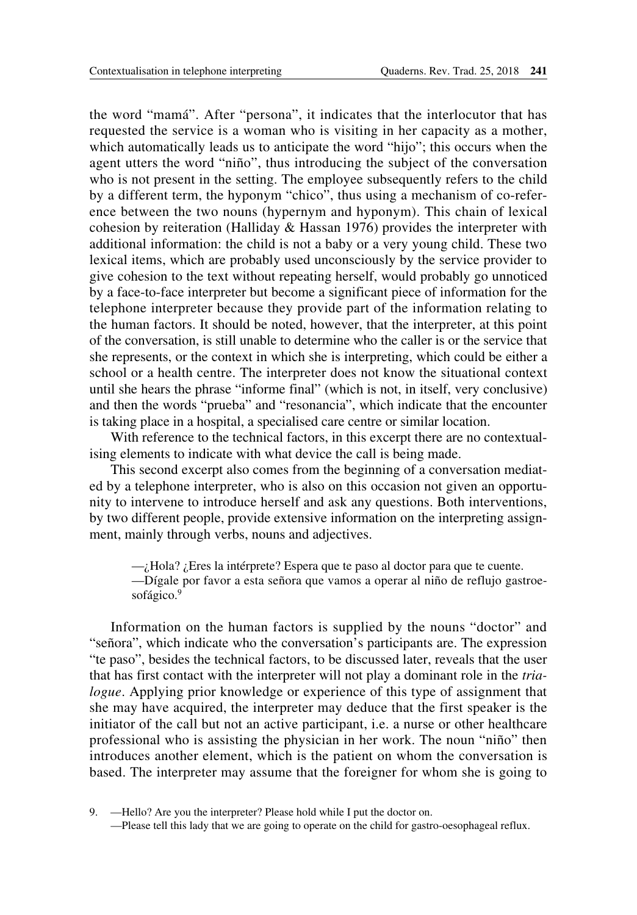the word "mamá". After "persona", it indicates that the interlocutor that has requested the service is a woman who is visiting in her capacity as a mother, which automatically leads us to anticipate the word "hijo"; this occurs when the agent utters the word "niño", thus introducing the subject of the conversation who is not present in the setting. The employee subsequently refers to the child by a different term, the hyponym "chico", thus using a mechanism of co-reference between the two nouns (hypernym and hyponym). This chain of lexical cohesion by reiteration (Halliday & Hassan 1976) provides the interpreter with additional information: the child is not a baby or a very young child. These two lexical items, which are probably used unconsciously by the service provider to give cohesion to the text without repeating herself, would probably go unnoticed by a face-to-face interpreter but become a significant piece of information for the telephone interpreter because they provide part of the information relating to the human factors. It should be noted, however, that the interpreter, at this point of the conversation, is still unable to determine who the caller is or the service that she represents, or the context in which she is interpreting, which could be either a school or a health centre. The interpreter does not know the situational context until she hears the phrase "informe final" (which is not, in itself, very conclusive) and then the words "prueba" and "resonancia", which indicate that the encounter is taking place in a hospital, a specialised care centre or similar location.

With reference to the technical factors, in this excerpt there are no contextualising elements to indicate with what device the call is being made.

This second excerpt also comes from the beginning of a conversation mediated by a telephone interpreter, who is also on this occasion not given an opportunity to intervene to introduce herself and ask any questions. Both interventions, by two different people, provide extensive information on the interpreting assignment, mainly through verbs, nouns and adjectives.

> —¿Hola? ¿Eres la intérprete? Espera que te paso al doctor para que te cuente.
> —Dígale por favor a esta señora que vamos a operar al niño de reflujo gastroesofágico.[9]

Information on the human factors is supplied by the nouns "doctor" and "señora", which indicate who the conversation's participants are. The expression "te paso", besides the technical factors, to be discussed later, reveals that the user that has first contact with the interpreter will not play a dominant role in the *trialogue*. Applying prior knowledge or experience of this type of assignment that she may have acquired, the interpreter may deduce that the first speaker is the initiator of the call but not an active participant, i.e. a nurse or other healthcare professional who is assisting the physician in her work. The noun "niño" then introduces another element, which is the patient on whom the conversation is based. The interpreter may assume that the foreigner for whom she is going to

9. —Hello? Are you the interpreter? Please hold while I put the doctor on.
—Please tell this lady that we are going to operate on the child for gastro-oesophageal reflux.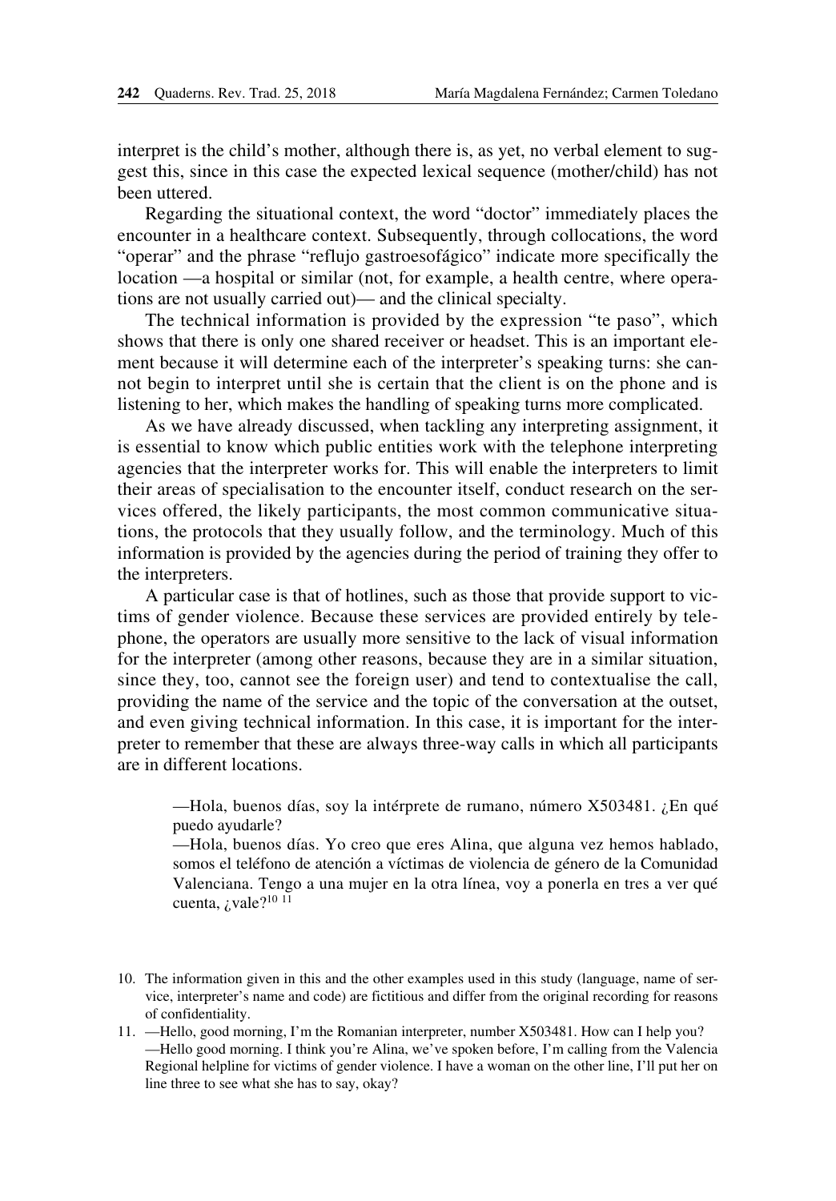interpret is the child's mother, although there is, as yet, no verbal element to suggest this, since in this case the expected lexical sequence (mother/child) has not been uttered.

Regarding the situational context, the word "doctor" immediately places the encounter in a healthcare context. Subsequently, through collocations, the word "operar" and the phrase "reflujo gastroesofágico" indicate more specifically the location —a hospital or similar (not, for example, a health centre, where operations are not usually carried out)— and the clinical specialty.

The technical information is provided by the expression "te paso", which shows that there is only one shared receiver or headset. This is an important element because it will determine each of the interpreter's speaking turns: she cannot begin to interpret until she is certain that the client is on the phone and is listening to her, which makes the handling of speaking turns more complicated.

As we have already discussed, when tackling any interpreting assignment, it is essential to know which public entities work with the telephone interpreting agencies that the interpreter works for. This will enable the interpreters to limit their areas of specialisation to the encounter itself, conduct research on the services offered, the likely participants, the most common communicative situations, the protocols that they usually follow, and the terminology. Much of this information is provided by the agencies during the period of training they offer to the interpreters.

A particular case is that of hotlines, such as those that provide support to victims of gender violence. Because these services are provided entirely by telephone, the operators are usually more sensitive to the lack of visual information for the interpreter (among other reasons, because they are in a similar situation, since they, too, cannot see the foreign user) and tend to contextualise the call, providing the name of the service and the topic of the conversation at the outset, and even giving technical information. In this case, it is important for the interpreter to remember that these are always three-way calls in which all participants are in different locations.

> —Hola, buenos días, soy la intérprete de rumano, número X503481. ¿En qué puedo ayudarle?
>
> —Hola, buenos días. Yo creo que eres Alina, que alguna vez hemos hablado, somos el teléfono de atención a víctimas de violencia de género de la Comunidad Valenciana. Tengo a una mujer en la otra línea, voy a ponerla en tres a ver qué cuenta, ¿vale?[10] [11]

10. The information given in this and the other examples used in this study (language, name of service, interpreter's name and code) are fictitious and differ from the original recording for reasons of confidentiality.

11. —Hello, good morning, I'm the Romanian interpreter, number X503481. How can I help you?
—Hello good morning. I think you're Alina, we've spoken before, I'm calling from the Valencia Regional helpline for victims of gender violence. I have a woman on the other line, I'll put her on line three to see what she has to say, okay?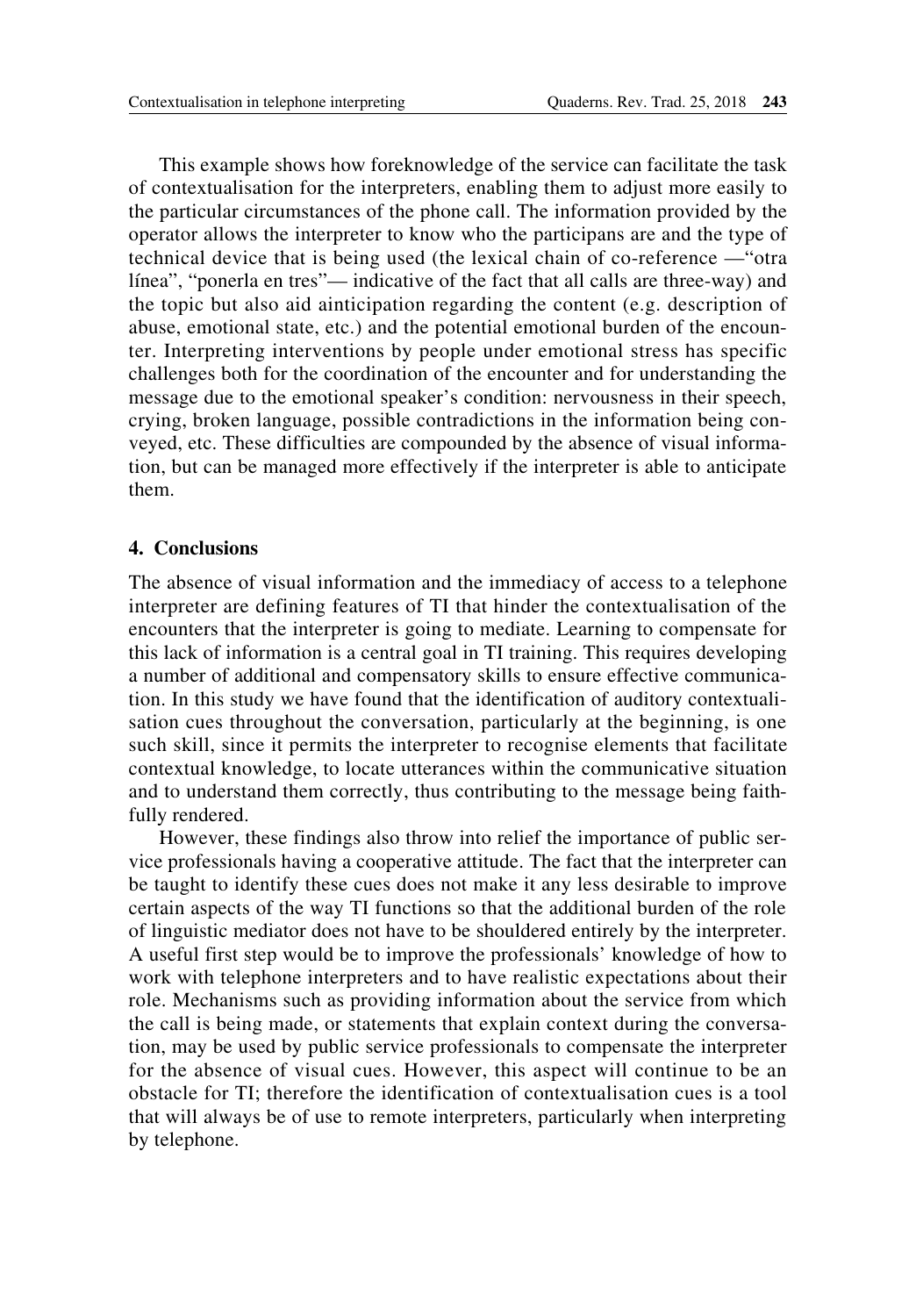This example shows how foreknowledge of the service can facilitate the task of contextualisation for the interpreters, enabling them to adjust more easily to the particular circumstances of the phone call. The information provided by the operator allows the interpreter to know who the participans are and the type of technical device that is being used (the lexical chain of co-reference —"otra línea", "ponerla en tres"— indicative of the fact that all calls are three-way) and the topic but also aid ainticipation regarding the content (e.g. description of abuse, emotional state, etc.) and the potential emotional burden of the encounter. Interpreting interventions by people under emotional stress has specific challenges both for the coordination of the encounter and for understanding the message due to the emotional speaker's condition: nervousness in their speech, crying, broken language, possible contradictions in the information being conveyed, etc. These difficulties are compounded by the absence of visual information, but can be managed more effectively if the interpreter is able to anticipate them.

## 4. Conclusions

The absence of visual information and the immediacy of access to a telephone interpreter are defining features of TI that hinder the contextualisation of the encounters that the interpreter is going to mediate. Learning to compensate for this lack of information is a central goal in TI training. This requires developing a number of additional and compensatory skills to ensure effective communication. In this study we have found that the identification of auditory contextualisation cues throughout the conversation, particularly at the beginning, is one such skill, since it permits the interpreter to recognise elements that facilitate contextual knowledge, to locate utterances within the communicative situation and to understand them correctly, thus contributing to the message being faithfully rendered.

However, these findings also throw into relief the importance of public service professionals having a cooperative attitude. The fact that the interpreter can be taught to identify these cues does not make it any less desirable to improve certain aspects of the way TI functions so that the additional burden of the role of linguistic mediator does not have to be shouldered entirely by the interpreter. A useful first step would be to improve the professionals' knowledge of how to work with telephone interpreters and to have realistic expectations about their role. Mechanisms such as providing information about the service from which the call is being made, or statements that explain context during the conversation, may be used by public service professionals to compensate the interpreter for the absence of visual cues. However, this aspect will continue to be an obstacle for TI; therefore the identification of contextualisation cues is a tool that will always be of use to remote interpreters, particularly when interpreting by telephone.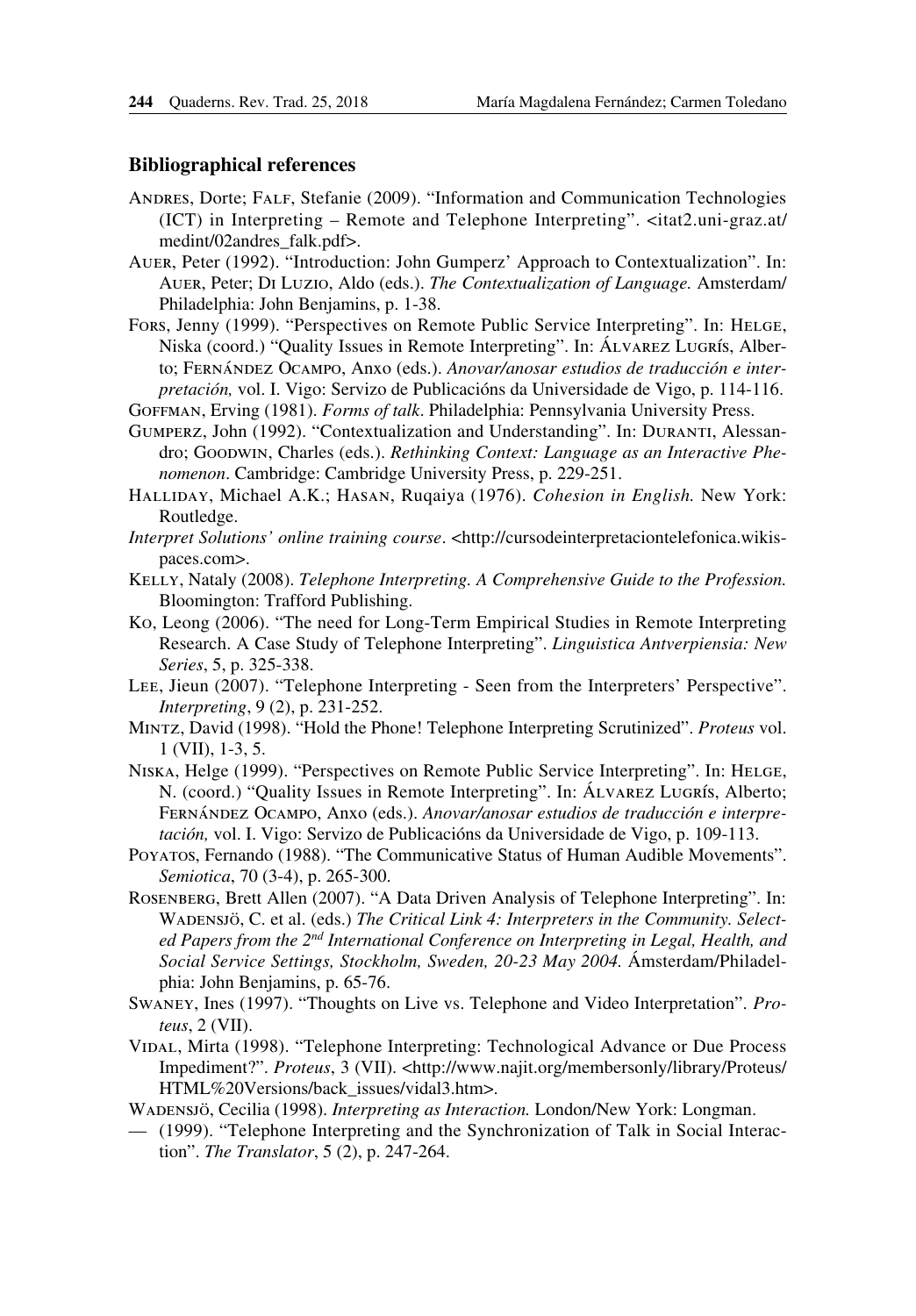## Bibliographical references

Andres, Dorte; Falf, Stefanie (2009). "Information and Communication Technologies (ICT) in Interpreting – Remote and Telephone Interpreting". <itat2.uni-graz.at/medint/02andres_falk.pdf>.

Auer, Peter (1992). "Introduction: John Gumperz' Approach to Contextualization". In: Auer, Peter; Di Luzio, Aldo (eds.). *The Contextualization of Language.* Amsterdam/Philadelphia: John Benjamins, p. 1-38.

Fors, Jenny (1999). "Perspectives on Remote Public Service Interpreting". In: Helge, Niska (coord.) "Quality Issues in Remote Interpreting". In: Álvarez Lugrís, Alberto; Fernández Ocampo, Anxo (eds.). *Anovar/anosar estudios de traducción e interpretación,* vol. I. Vigo: Servizo de Publicacións da Universidade de Vigo, p. 114-116.

Goffman, Erving (1981). *Forms of talk*. Philadelphia: Pennsylvania University Press.

Gumperz, John (1992). "Contextualization and Understanding". In: Duranti, Alessandro; Goodwin, Charles (eds.). *Rethinking Context: Language as an Interactive Phenomenon*. Cambridge: Cambridge University Press, p. 229-251.

Halliday, Michael A.K.; Hasan, Ruqaiya (1976). *Cohesion in English.* New York: Routledge.

*Interpret Solutions' online training course*. <http://cursodeinterpretaciontelefonica.wikispaces.com>.

Kelly, Nataly (2008). *Telephone Interpreting. A Comprehensive Guide to the Profession.* Bloomington: Trafford Publishing.

Ko, Leong (2006). "The need for Long-Term Empirical Studies in Remote Interpreting Research. A Case Study of Telephone Interpreting". *Linguistica Antverpiensia: New Series*, 5, p. 325-338.

Lee, Jieun (2007). "Telephone Interpreting - Seen from the Interpreters' Perspective". *Interpreting*, 9 (2), p. 231-252.

Mintz, David (1998). "Hold the Phone! Telephone Interpreting Scrutinized". *Proteus* vol. 1 (VII), 1-3, 5.

Niska, Helge (1999). "Perspectives on Remote Public Service Interpreting". In: Helge, N. (coord.) "Quality Issues in Remote Interpreting". In: Álvarez Lugrís, Alberto; Fernández Ocampo, Anxo (eds.). *Anovar/anosar estudios de traducción e interpretación,* vol. I. Vigo: Servizo de Publicacións da Universidade de Vigo, p. 109-113.

Poyatos, Fernando (1988). "The Communicative Status of Human Audible Movements". *Semiotica*, 70 (3-4), p. 265-300.

Rosenberg, Brett Allen (2007). "A Data Driven Analysis of Telephone Interpreting". In: Wadensjö, C. et al. (eds.) *The Critical Link 4: Interpreters in the Community. Selected Papers from the 2nd International Conference on Interpreting in Legal, Health, and Social Service Settings, Stockholm, Sweden, 20-23 May 2004.* Ámsterdam/Philadelphia: John Benjamins, p. 65-76.

Swaney, Ines (1997). "Thoughts on Live vs. Telephone and Video Interpretation". *Proteus*, 2 (VII).

Vidal, Mirta (1998). "Telephone Interpreting: Technological Advance or Due Process Impediment?". *Proteus*, 3 (VII). <http://www.najit.org/membersonly/library/Proteus/HTML%20Versions/back_issues/vidal3.htm>.

Wadensjö, Cecilia (1998). *Interpreting as Interaction.* London/New York: Longman.

— (1999). "Telephone Interpreting and the Synchronization of Talk in Social Interaction". *The Translator*, 5 (2), p. 247-264.